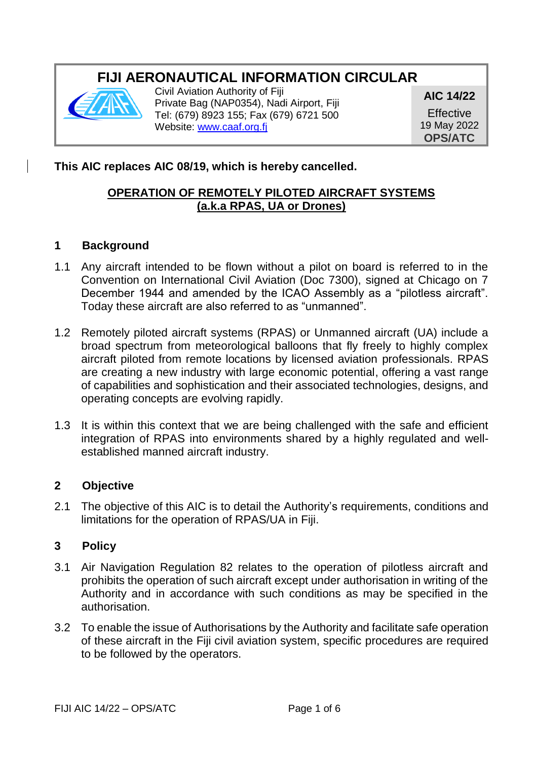# FIJI AERONAUTICAL INFORMATION CIRCULAR

Civil Aviation Authority of Fiji
Private Bag (NAP0354), Nadi Airport, Fiji
Tel: (679) 8923 155; Fax (679) 6721 500
Website: www.caaf.org.fj

**AIC 14/22**
Effective
19 May 2022
**OPS/ATC**

**This AIC replaces AIC 08/19, which is hereby cancelled.**

## OPERATION OF REMOTELY PILOTED AIRCRAFT SYSTEMS (a.k.a RPAS, UA or Drones)

### 1 Background

1.1 Any aircraft intended to be flown without a pilot on board is referred to in the Convention on International Civil Aviation (Doc 7300), signed at Chicago on 7 December 1944 and amended by the ICAO Assembly as a "pilotless aircraft". Today these aircraft are also referred to as "unmanned".

1.2 Remotely piloted aircraft systems (RPAS) or Unmanned aircraft (UA) include a broad spectrum from meteorological balloons that fly freely to highly complex aircraft piloted from remote locations by licensed aviation professionals. RPAS are creating a new industry with large economic potential, offering a vast range of capabilities and sophistication and their associated technologies, designs, and operating concepts are evolving rapidly.

1.3 It is within this context that we are being challenged with the safe and efficient integration of RPAS into environments shared by a highly regulated and well-established manned aircraft industry.

### 2 Objective

2.1 The objective of this AIC is to detail the Authority's requirements, conditions and limitations for the operation of RPAS/UA in Fiji.

### 3 Policy

3.1 Air Navigation Regulation 82 relates to the operation of pilotless aircraft and prohibits the operation of such aircraft except under authorisation in writing of the Authority and in accordance with such conditions as may be specified in the authorisation.

3.2 To enable the issue of Authorisations by the Authority and facilitate safe operation of these aircraft in the Fiji civil aviation system, specific procedures are required to be followed by the operators.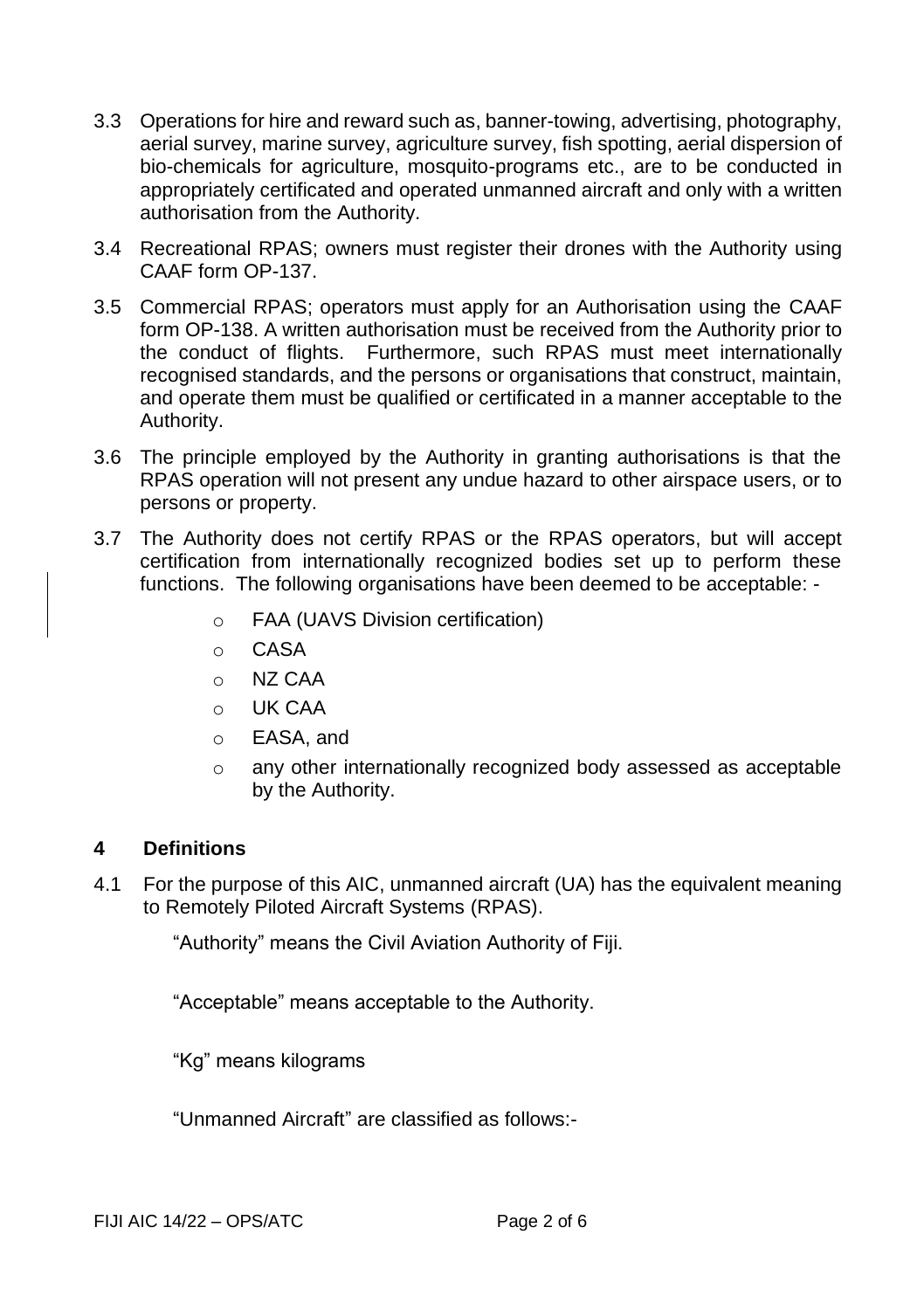3.3 Operations for hire and reward such as, banner-towing, advertising, photography, aerial survey, marine survey, agriculture survey, fish spotting, aerial dispersion of bio-chemicals for agriculture, mosquito-programs etc., are to be conducted in appropriately certificated and operated unmanned aircraft and only with a written authorisation from the Authority.

3.4 Recreational RPAS; owners must register their drones with the Authority using CAAF form OP-137.

3.5 Commercial RPAS; operators must apply for an Authorisation using the CAAF form OP-138. A written authorisation must be received from the Authority prior to the conduct of flights. Furthermore, such RPAS must meet internationally recognised standards, and the persons or organisations that construct, maintain, and operate them must be qualified or certificated in a manner acceptable to the Authority.

3.6 The principle employed by the Authority in granting authorisations is that the RPAS operation will not present any undue hazard to other airspace users, or to persons or property.

3.7 The Authority does not certify RPAS or the RPAS operators, but will accept certification from internationally recognized bodies set up to perform these functions. The following organisations have been deemed to be acceptable: -

- FAA (UAVS Division certification)
- CASA
- NZ CAA
- UK CAA
- EASA, and
- any other internationally recognized body assessed as acceptable by the Authority.

## 4 Definitions

4.1 For the purpose of this AIC, unmanned aircraft (UA) has the equivalent meaning to Remotely Piloted Aircraft Systems (RPAS).

"Authority" means the Civil Aviation Authority of Fiji.

"Acceptable" means acceptable to the Authority.

"Kg" means kilograms

"Unmanned Aircraft" are classified as follows:-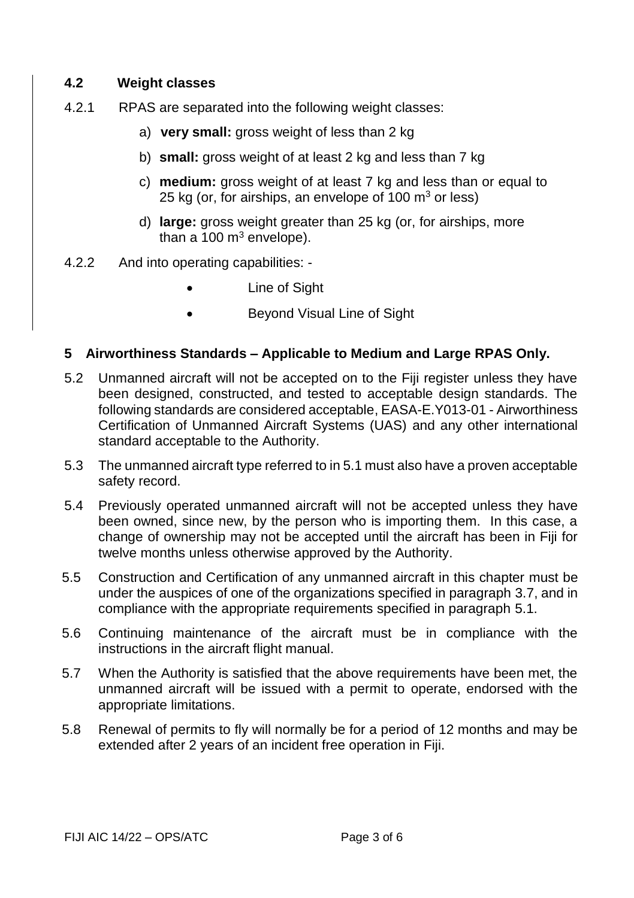## 4.2 Weight classes

4.2.1 RPAS are separated into the following weight classes:

a) **very small:** gross weight of less than 2 kg

b) **small:** gross weight of at least 2 kg and less than 7 kg

c) **medium:** gross weight of at least 7 kg and less than or equal to 25 kg (or, for airships, an envelope of 100 $m^3$ or less)

d) **large:** gross weight greater than 25 kg (or, for airships, more than a 100 $m^3$ envelope).

4.2.2 And into operating capabilities: -

- Line of Sight
- Beyond Visual Line of Sight

# 5 Airworthiness Standards – Applicable to Medium and Large RPAS Only.

5.2 Unmanned aircraft will not be accepted on to the Fiji register unless they have been designed, constructed, and tested to acceptable design standards. The following standards are considered acceptable, EASA-E.Y013-01 - Airworthiness Certification of Unmanned Aircraft Systems (UAS) and any other international standard acceptable to the Authority.

5.3 The unmanned aircraft type referred to in 5.1 must also have a proven acceptable safety record.

5.4 Previously operated unmanned aircraft will not be accepted unless they have been owned, since new, by the person who is importing them. In this case, a change of ownership may not be accepted until the aircraft has been in Fiji for twelve months unless otherwise approved by the Authority.

5.5 Construction and Certification of any unmanned aircraft in this chapter must be under the auspices of one of the organizations specified in paragraph 3.7, and in compliance with the appropriate requirements specified in paragraph 5.1.

5.6 Continuing maintenance of the aircraft must be in compliance with the instructions in the aircraft flight manual.

5.7 When the Authority is satisfied that the above requirements have been met, the unmanned aircraft will be issued with a permit to operate, endorsed with the appropriate limitations.

5.8 Renewal of permits to fly will normally be for a period of 12 months and may be extended after 2 years of an incident free operation in Fiji.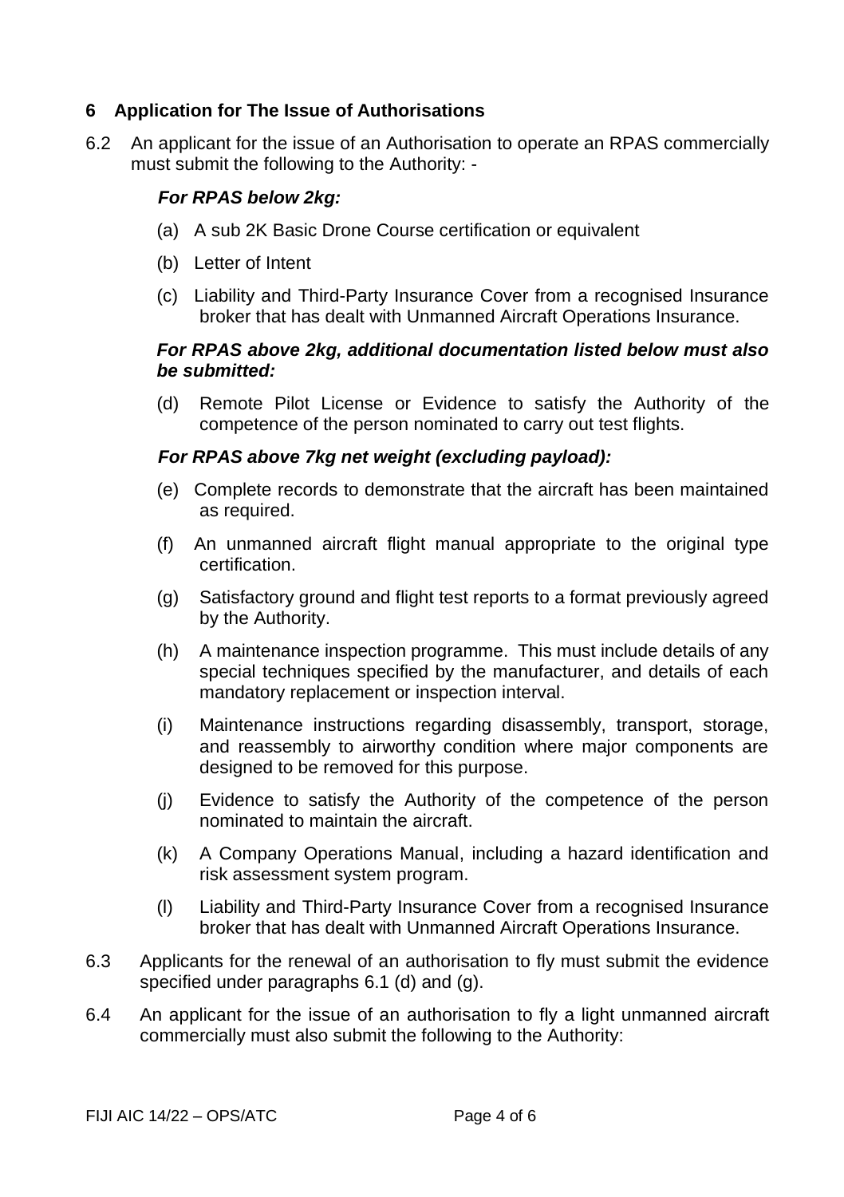## 6 Application for The Issue of Authorisations

6.2 An applicant for the issue of an Authorisation to operate an RPAS commercially must submit the following to the Authority: -

***For RPAS below 2kg:***

(a) A sub 2K Basic Drone Course certification or equivalent

(b) Letter of Intent

(c) Liability and Third-Party Insurance Cover from a recognised Insurance broker that has dealt with Unmanned Aircraft Operations Insurance.

***For RPAS above 2kg, additional documentation listed below must also be submitted:***

(d) Remote Pilot License or Evidence to satisfy the Authority of the competence of the person nominated to carry out test flights.

***For RPAS above 7kg net weight (excluding payload):***

(e) Complete records to demonstrate that the aircraft has been maintained as required.

(f) An unmanned aircraft flight manual appropriate to the original type certification.

(g) Satisfactory ground and flight test reports to a format previously agreed by the Authority.

(h) A maintenance inspection programme. This must include details of any special techniques specified by the manufacturer, and details of each mandatory replacement or inspection interval.

(i) Maintenance instructions regarding disassembly, transport, storage, and reassembly to airworthy condition where major components are designed to be removed for this purpose.

(j) Evidence to satisfy the Authority of the competence of the person nominated to maintain the aircraft.

(k) A Company Operations Manual, including a hazard identification and risk assessment system program.

(l) Liability and Third-Party Insurance Cover from a recognised Insurance broker that has dealt with Unmanned Aircraft Operations Insurance.

6.3 Applicants for the renewal of an authorisation to fly must submit the evidence specified under paragraphs 6.1 (d) and (g).

6.4 An applicant for the issue of an authorisation to fly a light unmanned aircraft commercially must also submit the following to the Authority: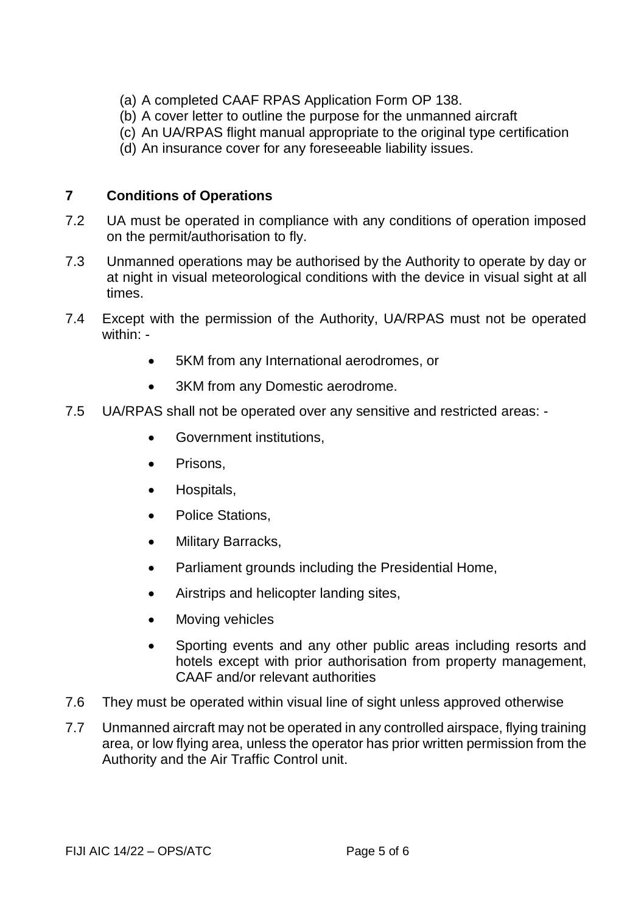(a) A completed CAAF RPAS Application Form OP 138.
(b) A cover letter to outline the purpose for the unmanned aircraft
(c) An UA/RPAS flight manual appropriate to the original type certification
(d) An insurance cover for any foreseeable liability issues.

## 7 Conditions of Operations

7.2 UA must be operated in compliance with any conditions of operation imposed on the permit/authorisation to fly.

7.3 Unmanned operations may be authorised by the Authority to operate by day or at night in visual meteorological conditions with the device in visual sight at all times.

7.4 Except with the permission of the Authority, UA/RPAS must not be operated within: -

- 5KM from any International aerodromes, or
- 3KM from any Domestic aerodrome.

7.5 UA/RPAS shall not be operated over any sensitive and restricted areas: -

- Government institutions,
- Prisons,
- Hospitals,
- Police Stations,
- Military Barracks,
- Parliament grounds including the Presidential Home,
- Airstrips and helicopter landing sites,
- Moving vehicles
- Sporting events and any other public areas including resorts and hotels except with prior authorisation from property management, CAAF and/or relevant authorities

7.6 They must be operated within visual line of sight unless approved otherwise

7.7 Unmanned aircraft may not be operated in any controlled airspace, flying training area, or low flying area, unless the operator has prior written permission from the Authority and the Air Traffic Control unit.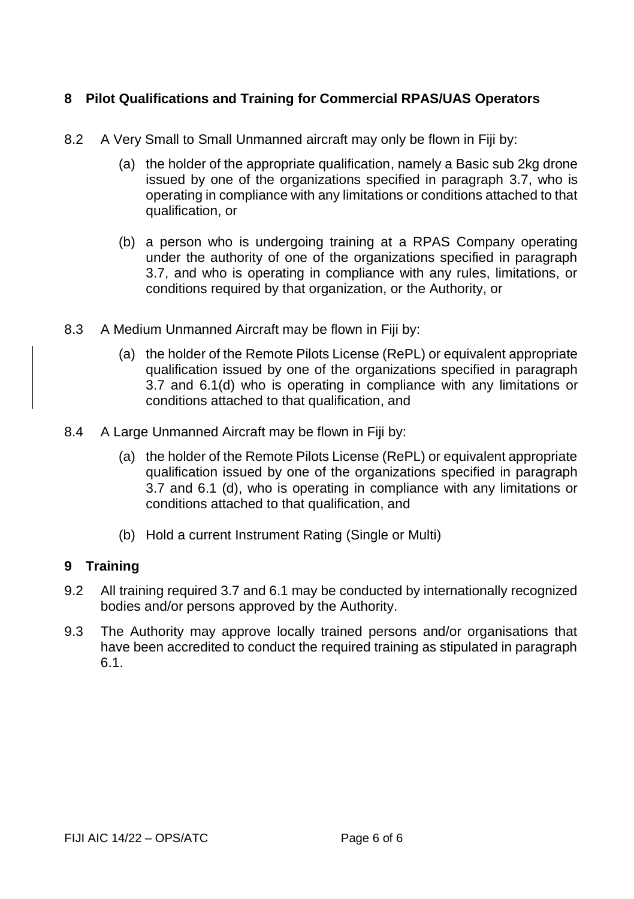## 8 Pilot Qualifications and Training for Commercial RPAS/UAS Operators

8.2 A Very Small to Small Unmanned aircraft may only be flown in Fiji by:

(a) the holder of the appropriate qualification, namely a Basic sub 2kg drone issued by one of the organizations specified in paragraph 3.7, who is operating in compliance with any limitations or conditions attached to that qualification, or

(b) a person who is undergoing training at a RPAS Company operating under the authority of one of the organizations specified in paragraph 3.7, and who is operating in compliance with any rules, limitations, or conditions required by that organization, or the Authority, or

8.3 A Medium Unmanned Aircraft may be flown in Fiji by:

(a) the holder of the Remote Pilots License (RePL) or equivalent appropriate qualification issued by one of the organizations specified in paragraph 3.7 and 6.1(d) who is operating in compliance with any limitations or conditions attached to that qualification, and

8.4 A Large Unmanned Aircraft may be flown in Fiji by:

(a) the holder of the Remote Pilots License (RePL) or equivalent appropriate qualification issued by one of the organizations specified in paragraph 3.7 and 6.1 (d), who is operating in compliance with any limitations or conditions attached to that qualification, and

(b) Hold a current Instrument Rating (Single or Multi)

## 9 Training

9.2 All training required 3.7 and 6.1 may be conducted by internationally recognized bodies and/or persons approved by the Authority.

9.3 The Authority may approve locally trained persons and/or organisations that have been accredited to conduct the required training as stipulated in paragraph 6.1.